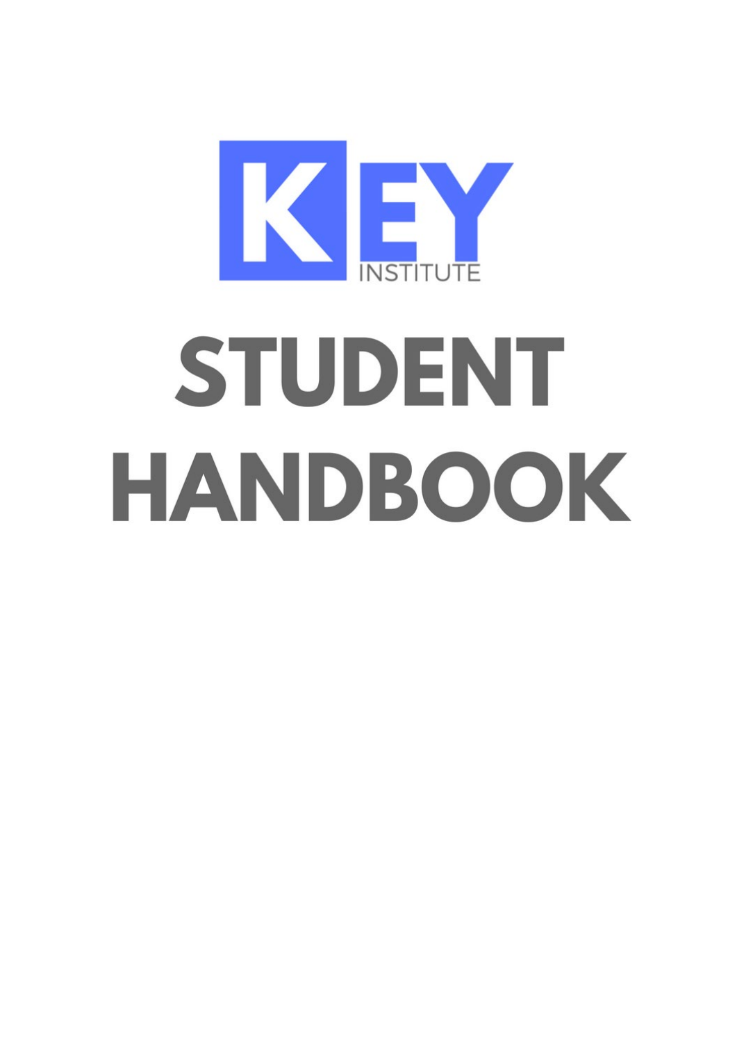KEY INSTITUTE

# STUDENT HANDBOOK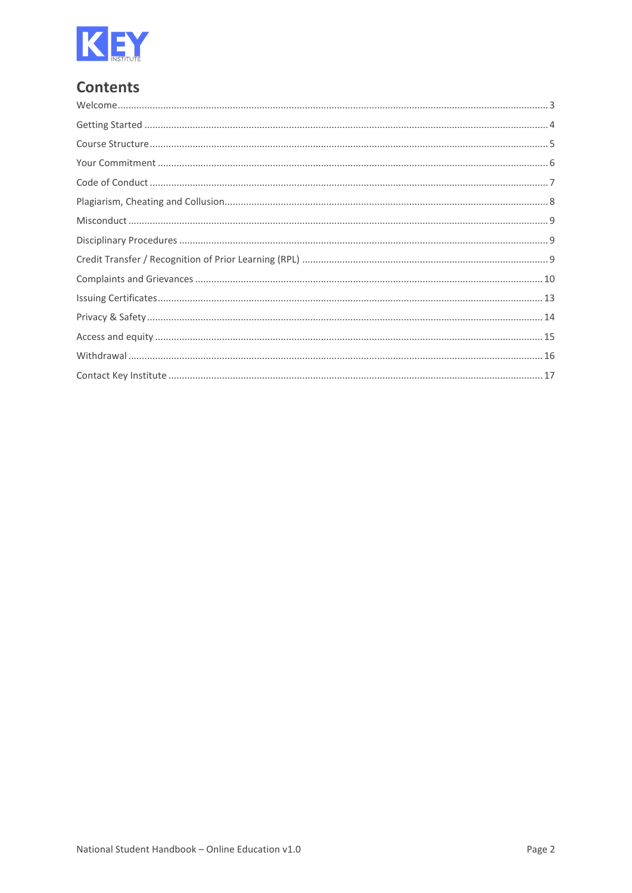# Contents

Welcome ..... 3

Getting Started ..... 4

Course Structure ..... 5

Your Commitment ..... 6

Code of Conduct ..... 7

Plagiarism, Cheating and Collusion ..... 8

Misconduct ..... 9

Disciplinary Procedures ..... 9

Credit Transfer / Recognition of Prior Learning (RPL) ..... 9

Complaints and Grievances ..... 10

Issuing Certificates ..... 13

Privacy & Safety ..... 14

Access and equity ..... 15

Withdrawal ..... 16

Contact Key Institute ..... 17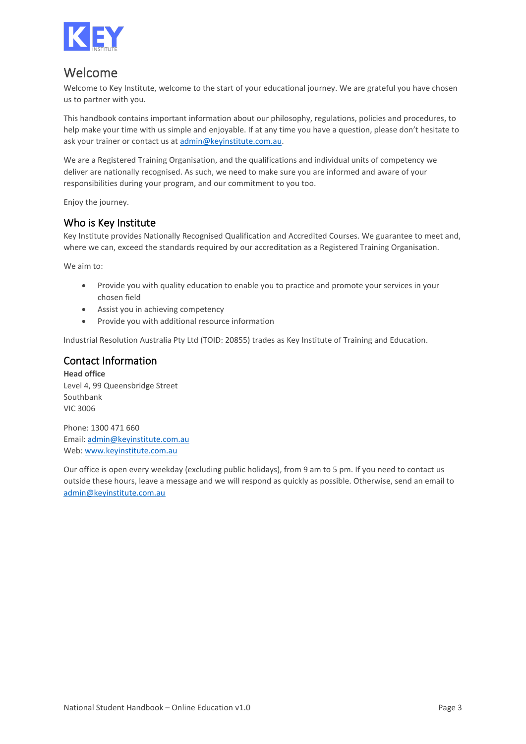# Welcome

Welcome to Key Institute, welcome to the start of your educational journey. We are grateful you have chosen us to partner with you.

This handbook contains important information about our philosophy, regulations, policies and procedures, to help make your time with us simple and enjoyable. If at any time you have a question, please don't hesitate to ask your trainer or contact us at admin@keyinstitute.com.au.

We are a Registered Training Organisation, and the qualifications and individual units of competency we deliver are nationally recognised. As such, we need to make sure you are informed and aware of your responsibilities during your program, and our commitment to you too.

Enjoy the journey.

## Who is Key Institute

Key Institute provides Nationally Recognised Qualification and Accredited Courses. We guarantee to meet and, where we can, exceed the standards required by our accreditation as a Registered Training Organisation.

We aim to:

- Provide you with quality education to enable you to practice and promote your services in your chosen field
- Assist you in achieving competency
- Provide you with additional resource information

Industrial Resolution Australia Pty Ltd (TOID: 20855) trades as Key Institute of Training and Education.

## Contact Information

**Head office**
Level 4, 99 Queensbridge Street
Southbank
VIC 3006

Phone: 1300 471 660
Email: admin@keyinstitute.com.au
Web: www.keyinstitute.com.au

Our office is open every weekday (excluding public holidays), from 9 am to 5 pm. If you need to contact us outside these hours, leave a message and we will respond as quickly as possible. Otherwise, send an email to admin@keyinstitute.com.au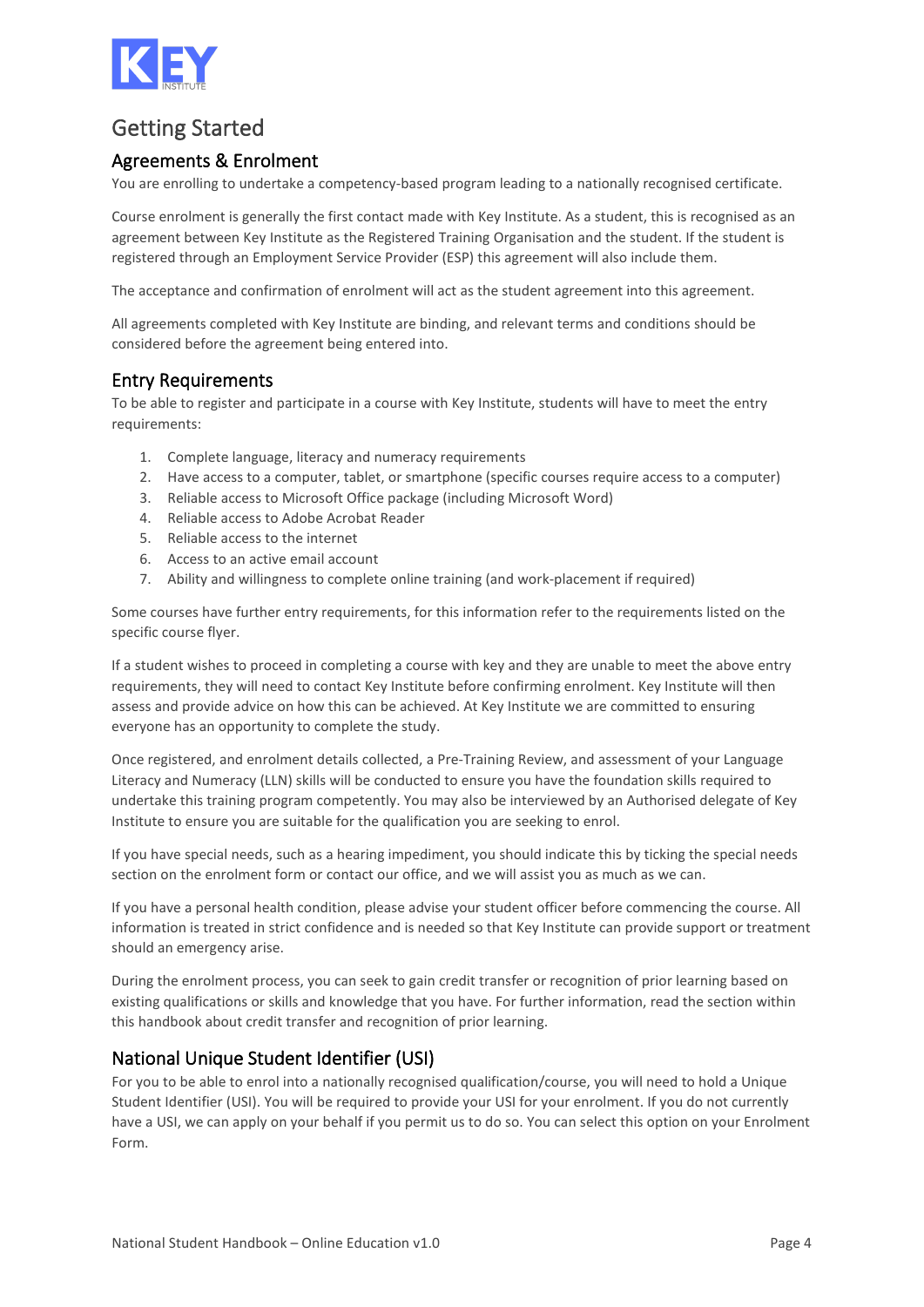# Getting Started

## Agreements & Enrolment

You are enrolling to undertake a competency-based program leading to a nationally recognised certificate.

Course enrolment is generally the first contact made with Key Institute. As a student, this is recognised as an agreement between Key Institute as the Registered Training Organisation and the student. If the student is registered through an Employment Service Provider (ESP) this agreement will also include them.

The acceptance and confirmation of enrolment will act as the student agreement into this agreement.

All agreements completed with Key Institute are binding, and relevant terms and conditions should be considered before the agreement being entered into.

## Entry Requirements

To be able to register and participate in a course with Key Institute, students will have to meet the entry requirements:

1. Complete language, literacy and numeracy requirements
2. Have access to a computer, tablet, or smartphone (specific courses require access to a computer)
3. Reliable access to Microsoft Office package (including Microsoft Word)
4. Reliable access to Adobe Acrobat Reader
5. Reliable access to the internet
6. Access to an active email account
7. Ability and willingness to complete online training (and work-placement if required)

Some courses have further entry requirements, for this information refer to the requirements listed on the specific course flyer.

If a student wishes to proceed in completing a course with key and they are unable to meet the above entry requirements, they will need to contact Key Institute before confirming enrolment. Key Institute will then assess and provide advice on how this can be achieved. At Key Institute we are committed to ensuring everyone has an opportunity to complete the study.

Once registered, and enrolment details collected, a Pre-Training Review, and assessment of your Language Literacy and Numeracy (LLN) skills will be conducted to ensure you have the foundation skills required to undertake this training program competently. You may also be interviewed by an Authorised delegate of Key Institute to ensure you are suitable for the qualification you are seeking to enrol.

If you have special needs, such as a hearing impediment, you should indicate this by ticking the special needs section on the enrolment form or contact our office, and we will assist you as much as we can.

If you have a personal health condition, please advise your student officer before commencing the course. All information is treated in strict confidence and is needed so that Key Institute can provide support or treatment should an emergency arise.

During the enrolment process, you can seek to gain credit transfer or recognition of prior learning based on existing qualifications or skills and knowledge that you have. For further information, read the section within this handbook about credit transfer and recognition of prior learning.

## National Unique Student Identifier (USI)

For you to be able to enrol into a nationally recognised qualification/course, you will need to hold a Unique Student Identifier (USI). You will be required to provide your USI for your enrolment. If you do not currently have a USI, we can apply on your behalf if you permit us to do so. You can select this option on your Enrolment Form.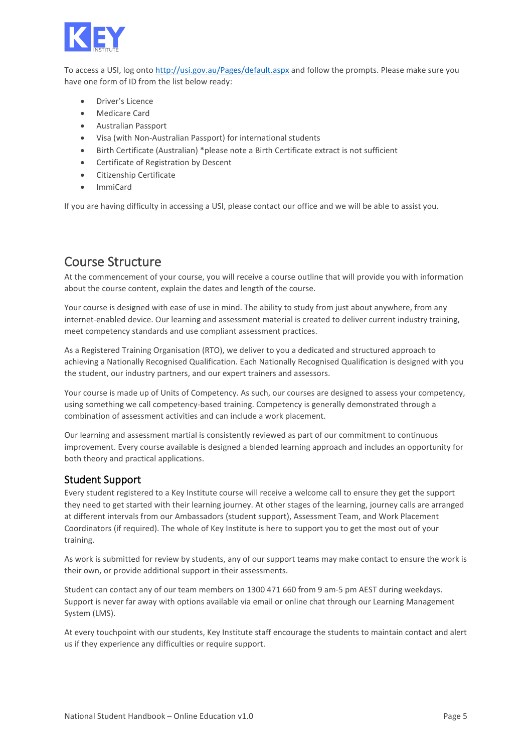To access a USI, log onto [http://usi.gov.au/Pages/default.aspx](http://usi.gov.au/Pages/default.aspx) and follow the prompts. Please make sure you have one form of ID from the list below ready:

- Driver's Licence
- Medicare Card
- Australian Passport
- Visa (with Non-Australian Passport) for international students
- Birth Certificate (Australian) *please note a Birth Certificate extract is not sufficient
- Certificate of Registration by Descent
- Citizenship Certificate
- ImmiCard

If you are having difficulty in accessing a USI, please contact our office and we will be able to assist you.

# Course Structure

At the commencement of your course, you will receive a course outline that will provide you with information about the course content, explain the dates and length of the course.

Your course is designed with ease of use in mind. The ability to study from just about anywhere, from any internet-enabled device. Our learning and assessment material is created to deliver current industry training, meet competency standards and use compliant assessment practices.

As a Registered Training Organisation (RTO), we deliver to you a dedicated and structured approach to achieving a Nationally Recognised Qualification. Each Nationally Recognised Qualification is designed with you the student, our industry partners, and our expert trainers and assessors.

Your course is made up of Units of Competency. As such, our courses are designed to assess your competency, using something we call competency-based training. Competency is generally demonstrated through a combination of assessment activities and can include a work placement.

Our learning and assessment martial is consistently reviewed as part of our commitment to continuous improvement. Every course available is designed a blended learning approach and includes an opportunity for both theory and practical applications.

## Student Support

Every student registered to a Key Institute course will receive a welcome call to ensure they get the support they need to get started with their learning journey. At other stages of the learning, journey calls are arranged at different intervals from our Ambassadors (student support), Assessment Team, and Work Placement Coordinators (if required). The whole of Key Institute is here to support you to get the most out of your training.

As work is submitted for review by students, any of our support teams may make contact to ensure the work is their own, or provide additional support in their assessments.

Student can contact any of our team members on 1300 471 660 from 9 am-5 pm AEST during weekdays. Support is never far away with options available via email or online chat through our Learning Management System (LMS).

At every touchpoint with our students, Key Institute staff encourage the students to maintain contact and alert us if they experience any difficulties or require support.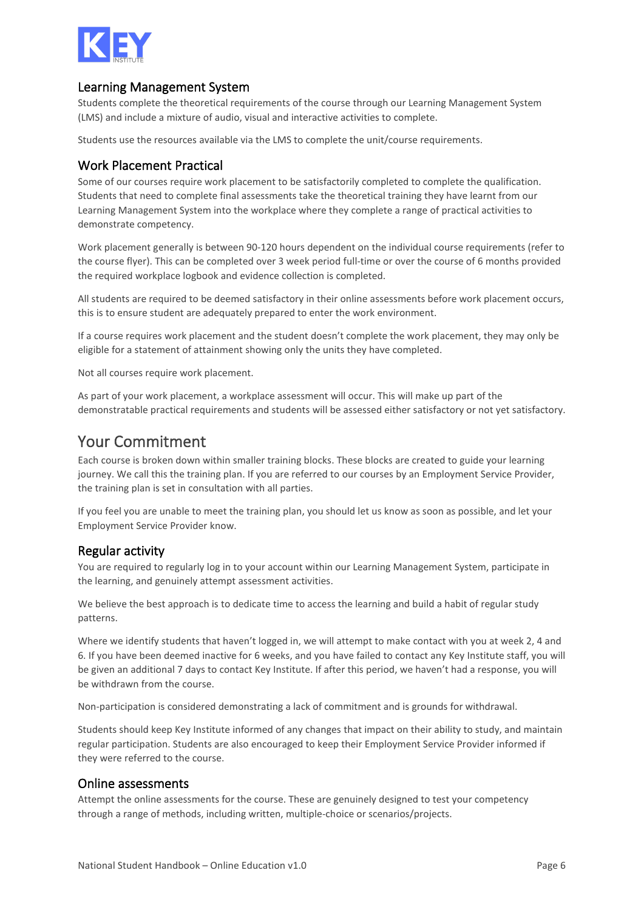### Learning Management System

Students complete the theoretical requirements of the course through our Learning Management System (LMS) and include a mixture of audio, visual and interactive activities to complete.

Students use the resources available via the LMS to complete the unit/course requirements.

### Work Placement Practical

Some of our courses require work placement to be satisfactorily completed to complete the qualification. Students that need to complete final assessments take the theoretical training they have learnt from our Learning Management System into the workplace where they complete a range of practical activities to demonstrate competency.

Work placement generally is between 90-120 hours dependent on the individual course requirements (refer to the course flyer). This can be completed over 3 week period full-time or over the course of 6 months provided the required workplace logbook and evidence collection is completed.

All students are required to be deemed satisfactory in their online assessments before work placement occurs, this is to ensure student are adequately prepared to enter the work environment.

If a course requires work placement and the student doesn't complete the work placement, they may only be eligible for a statement of attainment showing only the units they have completed.

Not all courses require work placement.

As part of your work placement, a workplace assessment will occur. This will make up part of the demonstratable practical requirements and students will be assessed either satisfactory or not yet satisfactory.

## Your Commitment

Each course is broken down within smaller training blocks. These blocks are created to guide your learning journey. We call this the training plan. If you are referred to our courses by an Employment Service Provider, the training plan is set in consultation with all parties.

If you feel you are unable to meet the training plan, you should let us know as soon as possible, and let your Employment Service Provider know.

### Regular activity

You are required to regularly log in to your account within our Learning Management System, participate in the learning, and genuinely attempt assessment activities.

We believe the best approach is to dedicate time to access the learning and build a habit of regular study patterns.

Where we identify students that haven't logged in, we will attempt to make contact with you at week 2, 4 and 6. If you have been deemed inactive for 6 weeks, and you have failed to contact any Key Institute staff, you will be given an additional 7 days to contact Key Institute. If after this period, we haven't had a response, you will be withdrawn from the course.

Non-participation is considered demonstrating a lack of commitment and is grounds for withdrawal.

Students should keep Key Institute informed of any changes that impact on their ability to study, and maintain regular participation. Students are also encouraged to keep their Employment Service Provider informed if they were referred to the course.

### Online assessments

Attempt the online assessments for the course. These are genuinely designed to test your competency through a range of methods, including written, multiple-choice or scenarios/projects.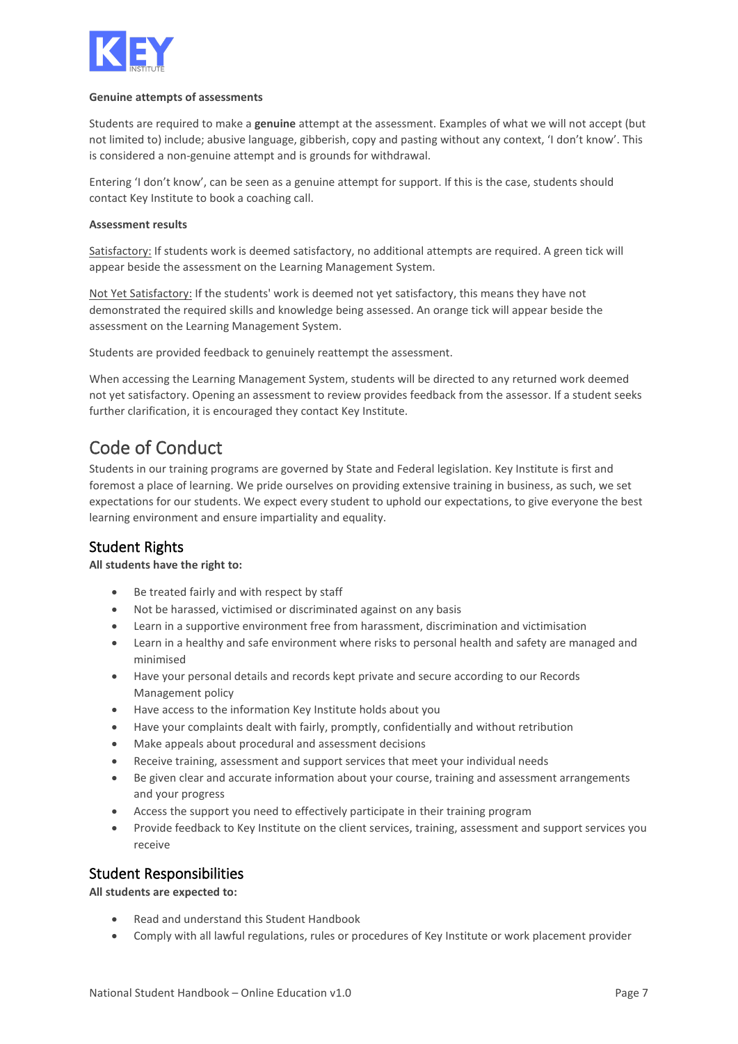**Genuine attempts of assessments**

Students are required to make a **genuine** attempt at the assessment. Examples of what we will not accept (but not limited to) include; abusive language, gibberish, copy and pasting without any context, 'I don't know'. This is considered a non-genuine attempt and is grounds for withdrawal.

Entering 'I don't know', can be seen as a genuine attempt for support. If this is the case, students should contact Key Institute to book a coaching call.

**Assessment results**

Satisfactory: If students work is deemed satisfactory, no additional attempts are required. A green tick will appear beside the assessment on the Learning Management System.

Not Yet Satisfactory: If the students' work is deemed not yet satisfactory, this means they have not demonstrated the required skills and knowledge being assessed. An orange tick will appear beside the assessment on the Learning Management System.

Students are provided feedback to genuinely reattempt the assessment.

When accessing the Learning Management System, students will be directed to any returned work deemed not yet satisfactory. Opening an assessment to review provides feedback from the assessor. If a student seeks further clarification, it is encouraged they contact Key Institute.

# Code of Conduct

Students in our training programs are governed by State and Federal legislation. Key Institute is first and foremost a place of learning. We pride ourselves on providing extensive training in business, as such, we set expectations for our students. We expect every student to uphold our expectations, to give everyone the best learning environment and ensure impartiality and equality.

## Student Rights

**All students have the right to:**

- Be treated fairly and with respect by staff
- Not be harassed, victimised or discriminated against on any basis
- Learn in a supportive environment free from harassment, discrimination and victimisation
- Learn in a healthy and safe environment where risks to personal health and safety are managed and minimised
- Have your personal details and records kept private and secure according to our Records Management policy
- Have access to the information Key Institute holds about you
- Have your complaints dealt with fairly, promptly, confidentially and without retribution
- Make appeals about procedural and assessment decisions
- Receive training, assessment and support services that meet your individual needs
- Be given clear and accurate information about your course, training and assessment arrangements and your progress
- Access the support you need to effectively participate in their training program
- Provide feedback to Key Institute on the client services, training, assessment and support services you receive

## Student Responsibilities

**All students are expected to:**

- Read and understand this Student Handbook
- Comply with all lawful regulations, rules or procedures of Key Institute or work placement provider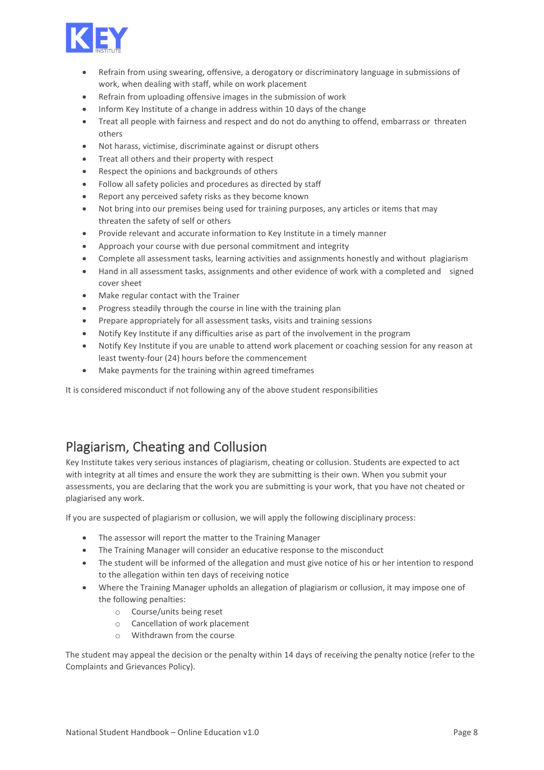- Refrain from using swearing, offensive, a derogatory or discriminatory language in submissions of work, when dealing with staff, while on work placement
- Refrain from uploading offensive images in the submission of work
- Inform Key Institute of a change in address within 10 days of the change
- Treat all people with fairness and respect and do not do anything to offend, embarrass or threaten others
- Not harass, victimise, discriminate against or disrupt others
- Treat all others and their property with respect
- Respect the opinions and backgrounds of others
- Follow all safety policies and procedures as directed by staff
- Report any perceived safety risks as they become known
- Not bring into our premises being used for training purposes, any articles or items that may threaten the safety of self or others
- Provide relevant and accurate information to Key Institute in a timely manner
- Approach your course with due personal commitment and integrity
- Complete all assessment tasks, learning activities and assignments honestly and without plagiarism
- Hand in all assessment tasks, assignments and other evidence of work with a completed and signed cover sheet
- Make regular contact with the Trainer
- Progress steadily through the course in line with the training plan
- Prepare appropriately for all assessment tasks, visits and training sessions
- Notify Key Institute if any difficulties arise as part of the involvement in the program
- Notify Key Institute if you are unable to attend work placement or coaching session for any reason at least twenty-four (24) hours before the commencement
- Make payments for the training within agreed timeframes

It is considered misconduct if not following any of the above student responsibilities

## Plagiarism, Cheating and Collusion

Key Institute takes very serious instances of plagiarism, cheating or collusion. Students are expected to act with integrity at all times and ensure the work they are submitting is their own. When you submit your assessments, you are declaring that the work you are submitting is your work, that you have not cheated or plagiarised any work.

If you are suspected of plagiarism or collusion, we will apply the following disciplinary process:

- The assessor will report the matter to the Training Manager
- The Training Manager will consider an educative response to the misconduct
- The student will be informed of the allegation and must give notice of his or her intention to respond to the allegation within ten days of receiving notice
- Where the Training Manager upholds an allegation of plagiarism or collusion, it may impose one of the following penalties:
    - Course/units being reset
    - Cancellation of work placement
    - Withdrawn from the course

The student may appeal the decision or the penalty within 14 days of receiving the penalty notice (refer to the Complaints and Grievances Policy).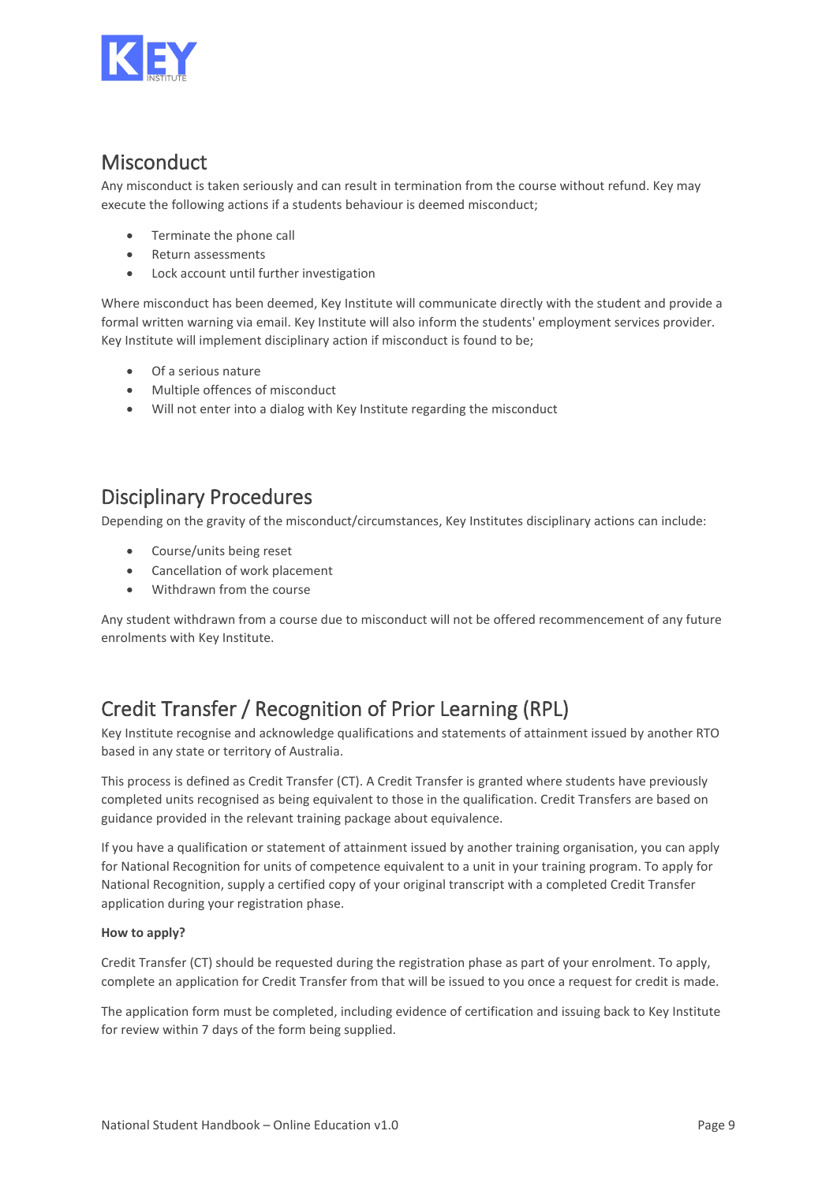## Misconduct

Any misconduct is taken seriously and can result in termination from the course without refund. Key may execute the following actions if a students behaviour is deemed misconduct;

- Terminate the phone call
- Return assessments
- Lock account until further investigation

Where misconduct has been deemed, Key Institute will communicate directly with the student and provide a formal written warning via email. Key Institute will also inform the students' employment services provider. Key Institute will implement disciplinary action if misconduct is found to be;

- Of a serious nature
- Multiple offences of misconduct
- Will not enter into a dialog with Key Institute regarding the misconduct

## Disciplinary Procedures

Depending on the gravity of the misconduct/circumstances, Key Institutes disciplinary actions can include:

- Course/units being reset
- Cancellation of work placement
- Withdrawn from the course

Any student withdrawn from a course due to misconduct will not be offered recommencement of any future enrolments with Key Institute.

## Credit Transfer / Recognition of Prior Learning (RPL)

Key Institute recognise and acknowledge qualifications and statements of attainment issued by another RTO based in any state or territory of Australia.

This process is defined as Credit Transfer (CT). A Credit Transfer is granted where students have previously completed units recognised as being equivalent to those in the qualification. Credit Transfers are based on guidance provided in the relevant training package about equivalence.

If you have a qualification or statement of attainment issued by another training organisation, you can apply for National Recognition for units of competence equivalent to a unit in your training program. To apply for National Recognition, supply a certified copy of your original transcript with a completed Credit Transfer application during your registration phase.

**How to apply?**

Credit Transfer (CT) should be requested during the registration phase as part of your enrolment. To apply, complete an application for Credit Transfer from that will be issued to you once a request for credit is made.

The application form must be completed, including evidence of certification and issuing back to Key Institute for review within 7 days of the form being supplied.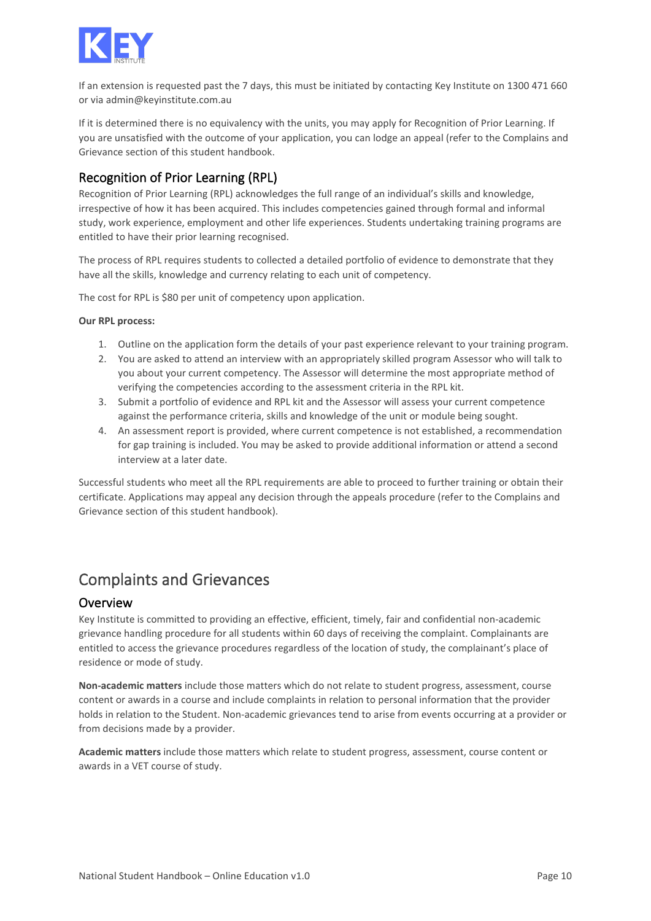If an extension is requested past the 7 days, this must be initiated by contacting Key Institute on 1300 471 660 or via admin@keyinstitute.com.au

If it is determined there is no equivalency with the units, you may apply for Recognition of Prior Learning. If you are unsatisfied with the outcome of your application, you can lodge an appeal (refer to the Complains and Grievance section of this student handbook.

## Recognition of Prior Learning (RPL)

Recognition of Prior Learning (RPL) acknowledges the full range of an individual's skills and knowledge, irrespective of how it has been acquired. This includes competencies gained through formal and informal study, work experience, employment and other life experiences. Students undertaking training programs are entitled to have their prior learning recognised.

The process of RPL requires students to collected a detailed portfolio of evidence to demonstrate that they have all the skills, knowledge and currency relating to each unit of competency.

The cost for RPL is $80 per unit of competency upon application.

**Our RPL process:**

1. Outline on the application form the details of your past experience relevant to your training program.
2. You are asked to attend an interview with an appropriately skilled program Assessor who will talk to you about your current competency. The Assessor will determine the most appropriate method of verifying the competencies according to the assessment criteria in the RPL kit.
3. Submit a portfolio of evidence and RPL kit and the Assessor will assess your current competence against the performance criteria, skills and knowledge of the unit or module being sought.
4. An assessment report is provided, where current competence is not established, a recommendation for gap training is included. You may be asked to provide additional information or attend a second interview at a later date.

Successful students who meet all the RPL requirements are able to proceed to further training or obtain their certificate. Applications may appeal any decision through the appeals procedure (refer to the Complains and Grievance section of this student handbook).

# Complaints and Grievances

## Overview

Key Institute is committed to providing an effective, efficient, timely, fair and confidential non-academic grievance handling procedure for all students within 60 days of receiving the complaint. Complainants are entitled to access the grievance procedures regardless of the location of study, the complainant's place of residence or mode of study.

**Non-academic matters** include those matters which do not relate to student progress, assessment, course content or awards in a course and include complaints in relation to personal information that the provider holds in relation to the Student. Non-academic grievances tend to arise from events occurring at a provider or from decisions made by a provider.

**Academic matters** include those matters which relate to student progress, assessment, course content or awards in a VET course of study.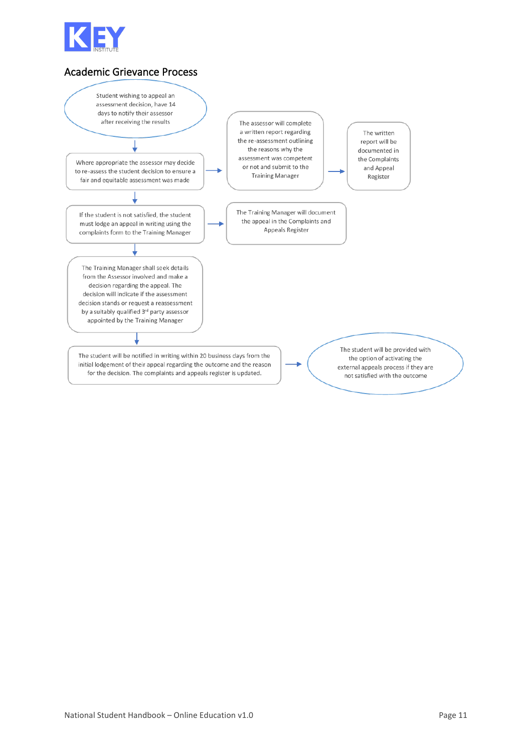## Academic Grievance Process

Student wishing to appeal an assessment decision, have 14 days to notify their assessor after receiving the results

↓

Where appropriate the assessor may decide to re-assess the student decision to ensure a fair and equitable assessment was made → The assessor will complete a written report regarding the re-assessment outlining the reasons why the assessment was competent or not and submit to the Training Manager → The written report will be documented in the Complaints and Appeal Register

↓

If the student is not satisfied, the student must lodge an appeal in writing using the complaints form to the Training Manager → The Training Manager will document the appeal in the Complaints and Appeals Register

↓

The Training Manager shall seek details from the Assessor involved and make a decision regarding the appeal. The decision will indicate if the assessment decision stands or request a reassessment by a suitably qualified 3rd party assessor appointed by the Training Manager

↓

The student will be notified in writing within 20 business days from the initial lodgement of their appeal regarding the outcome and the reason for the decision. The complaints and appeals register is updated. → The student will be provided with the option of activating the external appeals process if they are not satisfied with the outcome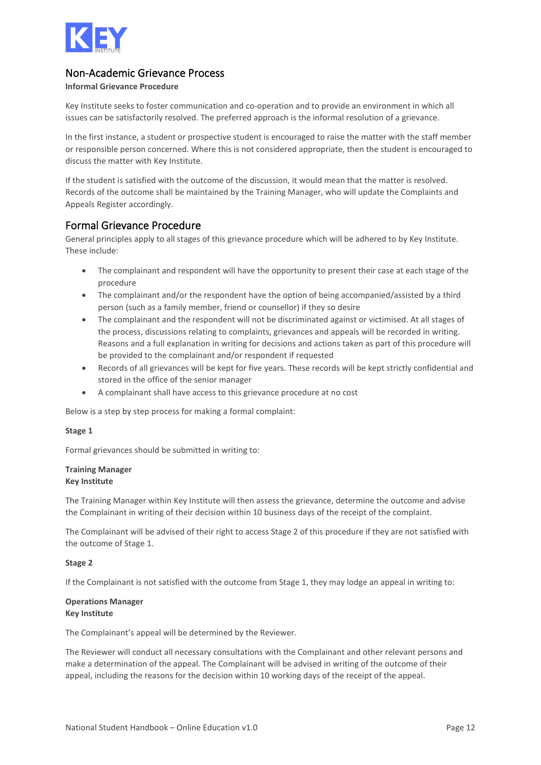## Non-Academic Grievance Process

**Informal Grievance Procedure**

Key Institute seeks to foster communication and co-operation and to provide an environment in which all issues can be satisfactorily resolved. The preferred approach is the informal resolution of a grievance.

In the first instance, a student or prospective student is encouraged to raise the matter with the staff member or responsible person concerned. Where this is not considered appropriate, then the student is encouraged to discuss the matter with Key Institute.

If the student is satisfied with the outcome of the discussion, it would mean that the matter is resolved. Records of the outcome shall be maintained by the Training Manager, who will update the Complaints and Appeals Register accordingly.

## Formal Grievance Procedure

General principles apply to all stages of this grievance procedure which will be adhered to by Key Institute. These include:

- The complainant and respondent will have the opportunity to present their case at each stage of the procedure
- The complainant and/or the respondent have the option of being accompanied/assisted by a third person (such as a family member, friend or counsellor) if they so desire
- The complainant and the respondent will not be discriminated against or victimised. At all stages of the process, discussions relating to complaints, grievances and appeals will be recorded in writing. Reasons and a full explanation in writing for decisions and actions taken as part of this procedure will be provided to the complainant and/or respondent if requested
- Records of all grievances will be kept for five years. These records will be kept strictly confidential and stored in the office of the senior manager
- A complainant shall have access to this grievance procedure at no cost

Below is a step by step process for making a formal complaint:

**Stage 1**

Formal grievances should be submitted in writing to:

**Training Manager**
**Key Institute**

The Training Manager within Key Institute will then assess the grievance, determine the outcome and advise the Complainant in writing of their decision within 10 business days of the receipt of the complaint.

The Complainant will be advised of their right to access Stage 2 of this procedure if they are not satisfied with the outcome of Stage 1.

**Stage 2**

If the Complainant is not satisfied with the outcome from Stage 1, they may lodge an appeal in writing to:

**Operations Manager**
**Key Institute**

The Complainant's appeal will be determined by the Reviewer.

The Reviewer will conduct all necessary consultations with the Complainant and other relevant persons and make a determination of the appeal. The Complainant will be advised in writing of the outcome of their appeal, including the reasons for the decision within 10 working days of the receipt of the appeal.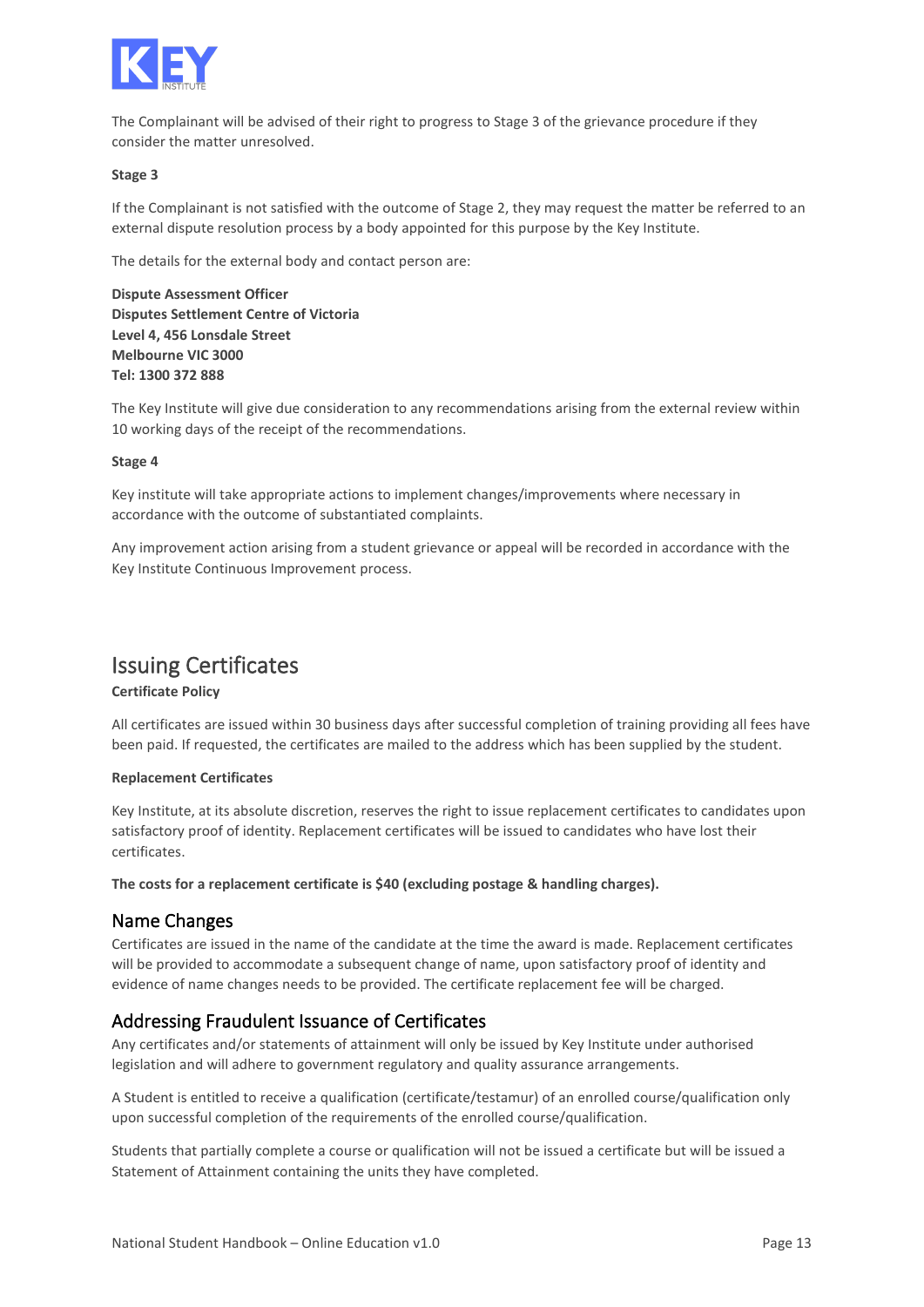The Complainant will be advised of their right to progress to Stage 3 of the grievance procedure if they consider the matter unresolved.

**Stage 3**

If the Complainant is not satisfied with the outcome of Stage 2, they may request the matter be referred to an external dispute resolution process by a body appointed for this purpose by the Key Institute.

The details for the external body and contact person are:

**Dispute Assessment Officer**
**Disputes Settlement Centre of Victoria**
**Level 4, 456 Lonsdale Street**
**Melbourne VIC 3000**
**Tel: 1300 372 888**

The Key Institute will give due consideration to any recommendations arising from the external review within 10 working days of the receipt of the recommendations.

**Stage 4**

Key institute will take appropriate actions to implement changes/improvements where necessary in accordance with the outcome of substantiated complaints.

Any improvement action arising from a student grievance or appeal will be recorded in accordance with the Key Institute Continuous Improvement process.

# Issuing Certificates

**Certificate Policy**

All certificates are issued within 30 business days after successful completion of training providing all fees have been paid. If requested, the certificates are mailed to the address which has been supplied by the student.

**Replacement Certificates**

Key Institute, at its absolute discretion, reserves the right to issue replacement certificates to candidates upon satisfactory proof of identity. Replacement certificates will be issued to candidates who have lost their certificates.

**The costs for a replacement certificate is $40 (excluding postage & handling charges).**

## Name Changes

Certificates are issued in the name of the candidate at the time the award is made. Replacement certificates will be provided to accommodate a subsequent change of name, upon satisfactory proof of identity and evidence of name changes needs to be provided. The certificate replacement fee will be charged.

## Addressing Fraudulent Issuance of Certificates

Any certificates and/or statements of attainment will only be issued by Key Institute under authorised legislation and will adhere to government regulatory and quality assurance arrangements.

A Student is entitled to receive a qualification (certificate/testamur) of an enrolled course/qualification only upon successful completion of the requirements of the enrolled course/qualification.

Students that partially complete a course or qualification will not be issued a certificate but will be issued a Statement of Attainment containing the units they have completed.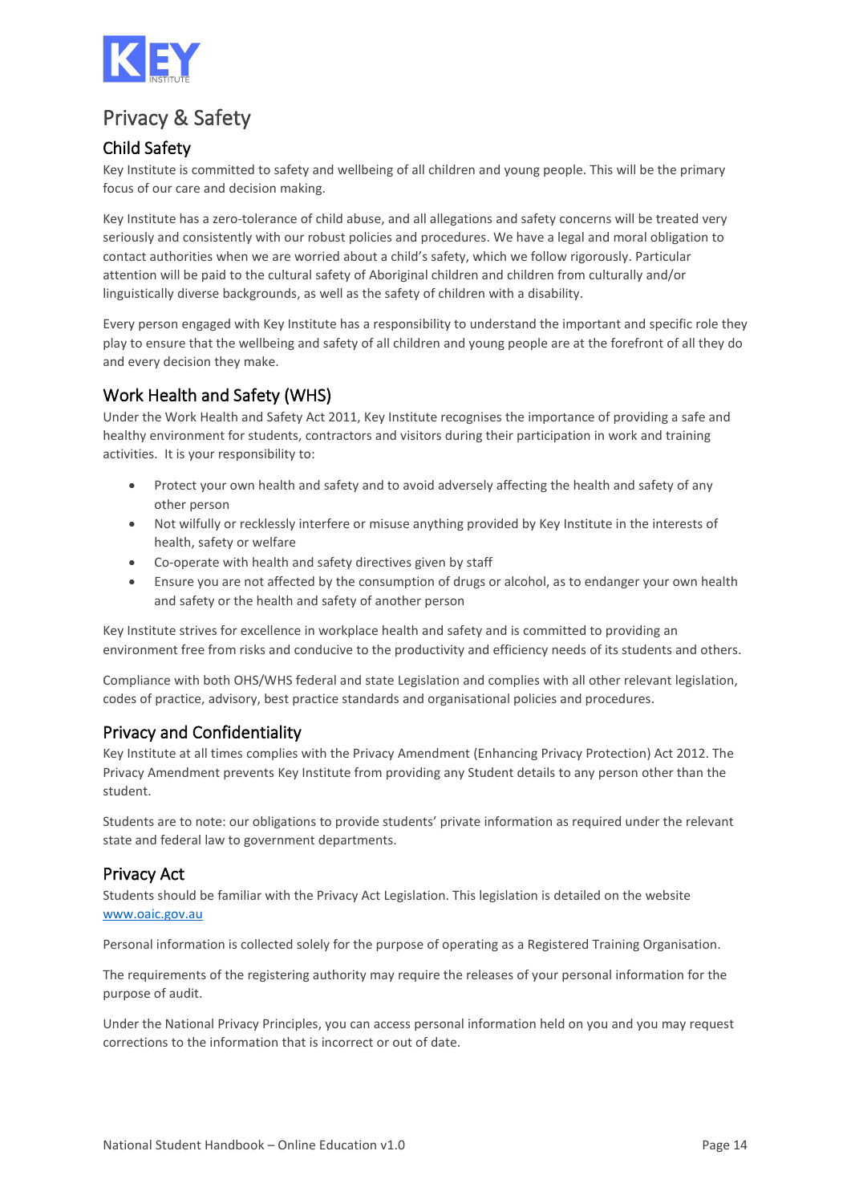# Privacy & Safety

## Child Safety

Key Institute is committed to safety and wellbeing of all children and young people. This will be the primary focus of our care and decision making.

Key Institute has a zero-tolerance of child abuse, and all allegations and safety concerns will be treated very seriously and consistently with our robust policies and procedures. We have a legal and moral obligation to contact authorities when we are worried about a child's safety, which we follow rigorously. Particular attention will be paid to the cultural safety of Aboriginal children and children from culturally and/or linguistically diverse backgrounds, as well as the safety of children with a disability.

Every person engaged with Key Institute has a responsibility to understand the important and specific role they play to ensure that the wellbeing and safety of all children and young people are at the forefront of all they do and every decision they make.

## Work Health and Safety (WHS)

Under the Work Health and Safety Act 2011, Key Institute recognises the importance of providing a safe and healthy environment for students, contractors and visitors during their participation in work and training activities. It is your responsibility to:

- Protect your own health and safety and to avoid adversely affecting the health and safety of any other person
- Not wilfully or recklessly interfere or misuse anything provided by Key Institute in the interests of health, safety or welfare
- Co-operate with health and safety directives given by staff
- Ensure you are not affected by the consumption of drugs or alcohol, as to endanger your own health and safety or the health and safety of another person

Key Institute strives for excellence in workplace health and safety and is committed to providing an environment free from risks and conducive to the productivity and efficiency needs of its students and others.

Compliance with both OHS/WHS federal and state Legislation and complies with all other relevant legislation, codes of practice, advisory, best practice standards and organisational policies and procedures.

## Privacy and Confidentiality

Key Institute at all times complies with the Privacy Amendment (Enhancing Privacy Protection) Act 2012. The Privacy Amendment prevents Key Institute from providing any Student details to any person other than the student.

Students are to note: our obligations to provide students' private information as required under the relevant state and federal law to government departments.

## Privacy Act

Students should be familiar with the Privacy Act Legislation. This legislation is detailed on the website [www.oaic.gov.au](http://www.oaic.gov.au)

Personal information is collected solely for the purpose of operating as a Registered Training Organisation.

The requirements of the registering authority may require the releases of your personal information for the purpose of audit.

Under the National Privacy Principles, you can access personal information held on you and you may request corrections to the information that is incorrect or out of date.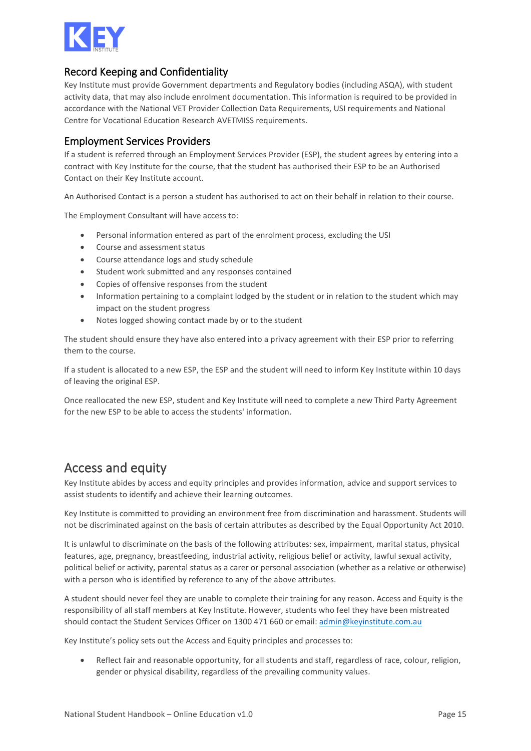## Record Keeping and Confidentiality

Key Institute must provide Government departments and Regulatory bodies (including ASQA), with student activity data, that may also include enrolment documentation. This information is required to be provided in accordance with the National VET Provider Collection Data Requirements, USI requirements and National Centre for Vocational Education Research AVETMISS requirements.

## Employment Services Providers

If a student is referred through an Employment Services Provider (ESP), the student agrees by entering into a contract with Key Institute for the course, that the student has authorised their ESP to be an Authorised Contact on their Key Institute account.

An Authorised Contact is a person a student has authorised to act on their behalf in relation to their course.

The Employment Consultant will have access to:

- Personal information entered as part of the enrolment process, excluding the USI
- Course and assessment status
- Course attendance logs and study schedule
- Student work submitted and any responses contained
- Copies of offensive responses from the student
- Information pertaining to a complaint lodged by the student or in relation to the student which may impact on the student progress
- Notes logged showing contact made by or to the student

The student should ensure they have also entered into a privacy agreement with their ESP prior to referring them to the course.

If a student is allocated to a new ESP, the ESP and the student will need to inform Key Institute within 10 days of leaving the original ESP.

Once reallocated the new ESP, student and Key Institute will need to complete a new Third Party Agreement for the new ESP to be able to access the students' information.

# Access and equity

Key Institute abides by access and equity principles and provides information, advice and support services to assist students to identify and achieve their learning outcomes.

Key Institute is committed to providing an environment free from discrimination and harassment. Students will not be discriminated against on the basis of certain attributes as described by the Equal Opportunity Act 2010.

It is unlawful to discriminate on the basis of the following attributes: sex, impairment, marital status, physical features, age, pregnancy, breastfeeding, industrial activity, religious belief or activity, lawful sexual activity, political belief or activity, parental status as a carer or personal association (whether as a relative or otherwise) with a person who is identified by reference to any of the above attributes.

A student should never feel they are unable to complete their training for any reason. Access and Equity is the responsibility of all staff members at Key Institute. However, students who feel they have been mistreated should contact the Student Services Officer on 1300 471 660 or email: admin@keyinstitute.com.au

Key Institute's policy sets out the Access and Equity principles and processes to:

- Reflect fair and reasonable opportunity, for all students and staff, regardless of race, colour, religion, gender or physical disability, regardless of the prevailing community values.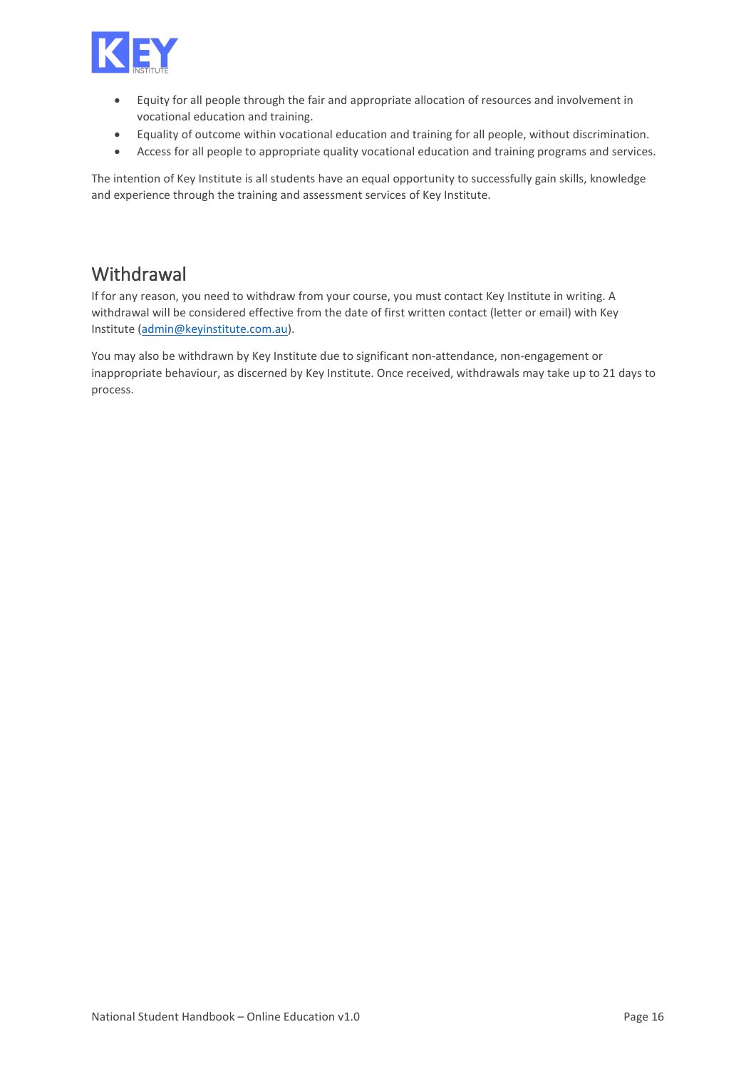- Equity for all people through the fair and appropriate allocation of resources and involvement in vocational education and training.
- Equality of outcome within vocational education and training for all people, without discrimination.
- Access for all people to appropriate quality vocational education and training programs and services.

The intention of Key Institute is all students have an equal opportunity to successfully gain skills, knowledge and experience through the training and assessment services of Key Institute.

## Withdrawal

If for any reason, you need to withdraw from your course, you must contact Key Institute in writing. A withdrawal will be considered effective from the date of first written contact (letter or email) with Key Institute (admin@keyinstitute.com.au).

You may also be withdrawn by Key Institute due to significant non-attendance, non-engagement or inappropriate behaviour, as discerned by Key Institute. Once received, withdrawals may take up to 21 days to process.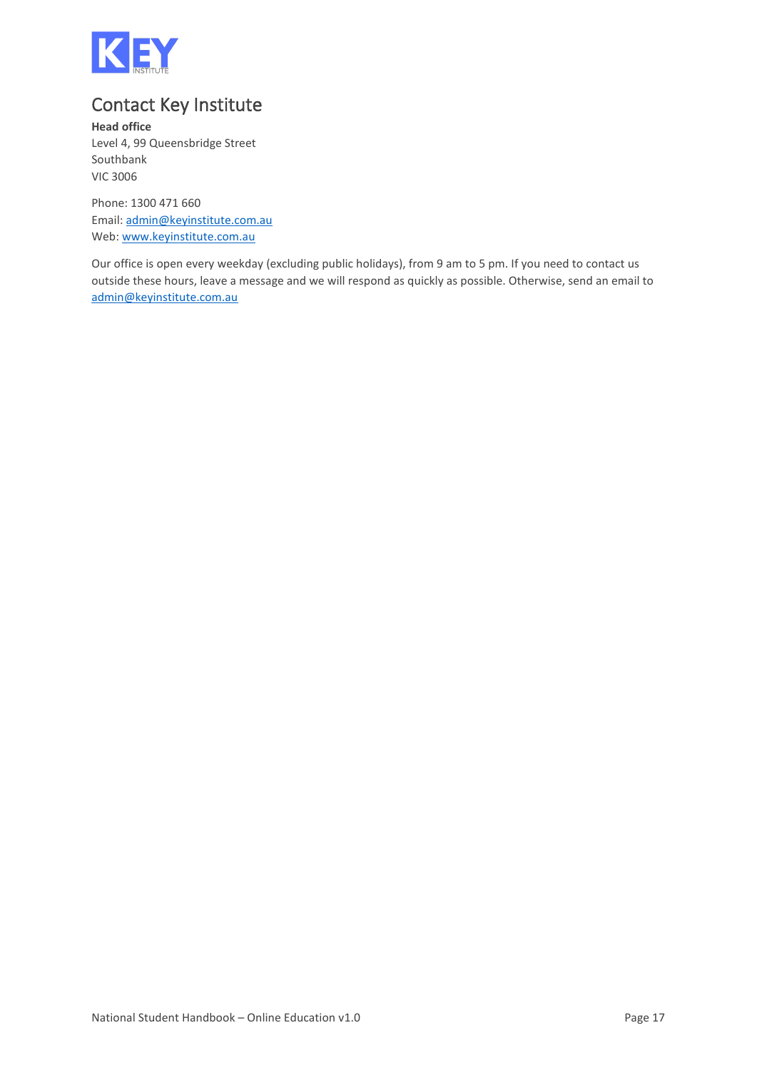# Contact Key Institute

**Head office**
Level 4, 99 Queensbridge Street
Southbank
VIC 3006

Phone: 1300 471 660
Email: admin@keyinstitute.com.au
Web: www.keyinstitute.com.au

Our office is open every weekday (excluding public holidays), from 9 am to 5 pm. If you need to contact us outside these hours, leave a message and we will respond as quickly as possible. Otherwise, send an email to admin@keyinstitute.com.au